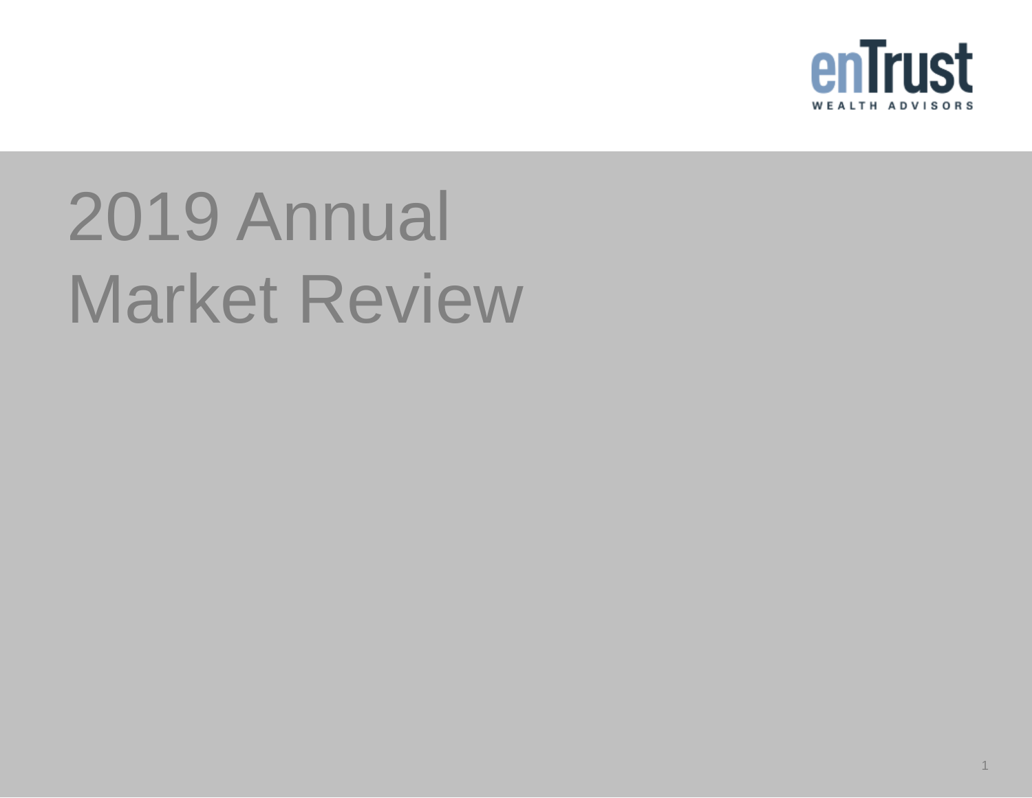enTrust

WEALTH ADVISORS

# 2019 Annual Market Review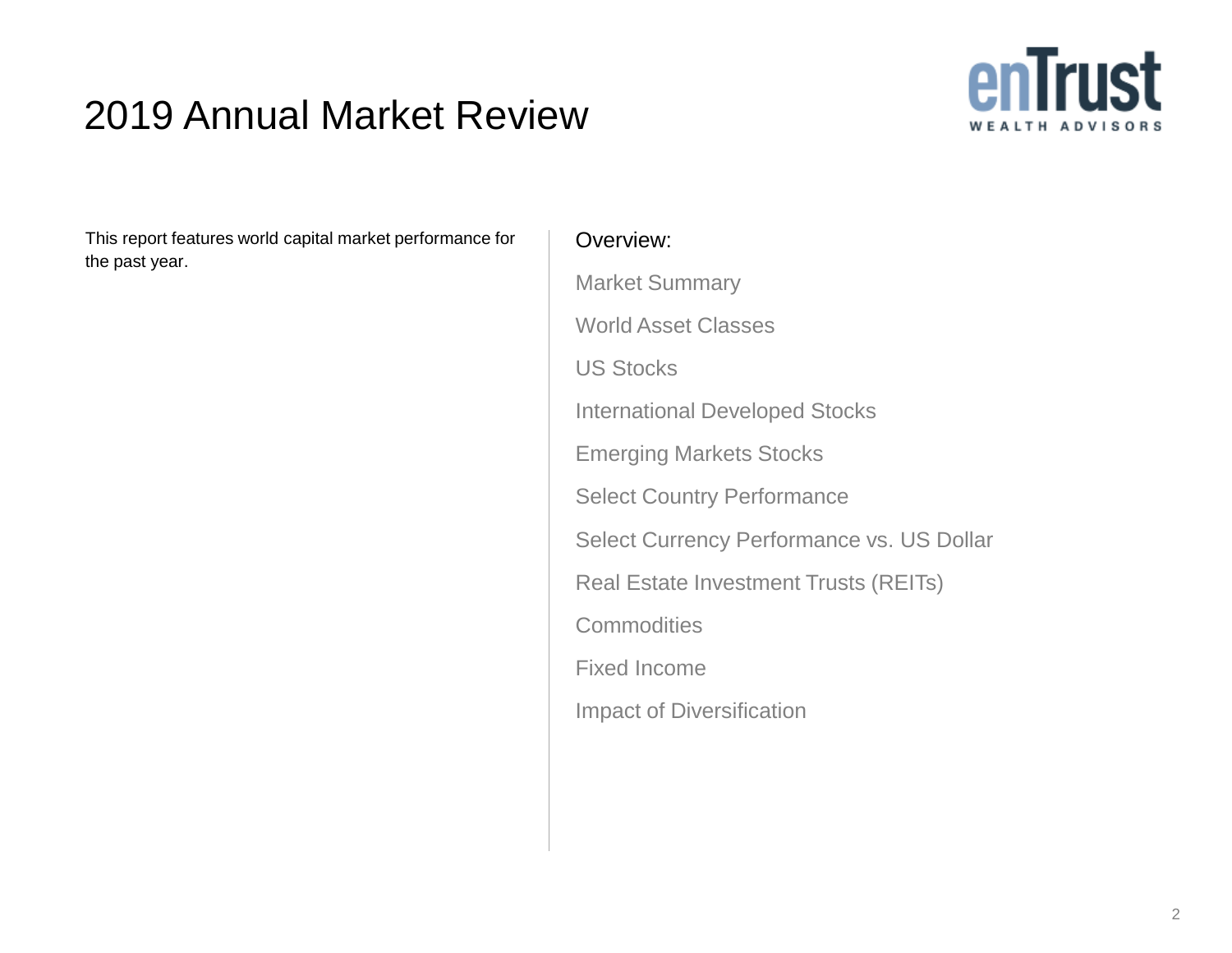# 2019 Annual Market Review

enTrust WEALTH ADVISORS

This report features world capital market performance for the past year.

Overview:

- Market Summary
- World Asset Classes
- US Stocks
- International Developed Stocks
- Emerging Markets Stocks
- Select Country Performance
- Select Currency Performance vs. US Dollar
- Real Estate Investment Trusts (REITs)
- Commodities
- Fixed Income
- Impact of Diversification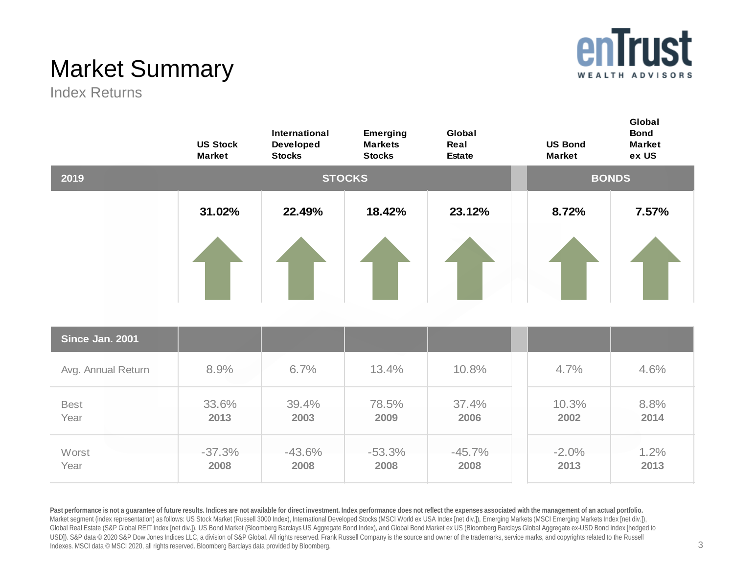# Market Summary

## Index Returns

| | US Stock Market | International Developed Stocks | Emerging Markets Stocks | Global Real Estate | US Bond Market | Global Bond Market ex US |
|---|---|---|---|---|---|---|
| **2019** | **STOCKS** | | | | **BONDS** | |
| | **31.02%** | **22.49%** | **18.42%** | **23.12%** | **8.72%** | **7.57%** |

| Since Jan. 2001 | US Stock Market | International Developed Stocks | Emerging Markets Stocks | Global Real Estate | US Bond Market | Global Bond Market ex US |
|---|---|---|---|---|---|---|
| Avg. Annual Return | 8.9% | 6.7% | 13.4% | 10.8% | 4.7% | 4.6% |
| Best Year | 33.6% **2013** | 39.4% **2003** | 78.5% **2009** | 37.4% **2006** | 10.3% **2002** | 8.8% **2014** |
| Worst Year | -37.3% **2008** | -43.6% **2008** | -53.3% **2008** | -45.7% **2008** | -2.0% **2013** | 1.2% **2013** |

**Past performance is not a guarantee of future results. Indices are not available for direct investment. Index performance does not reflect the expenses associated with the management of an actual portfolio.** Market segment (index representation) as follows: US Stock Market (Russell 3000 Index), International Developed Stocks (MSCI World ex USA Index [net div.]), Emerging Markets (MSCI Emerging Markets Index [net div.]), Global Real Estate (S&P Global REIT Index [net div.]), US Bond Market (Bloomberg Barclays US Aggregate Bond Index), and Global Bond Market ex US (Bloomberg Barclays Global Aggregate ex-USD Bond Index [hedged to USD]). S&P data © 2020 S&P Dow Jones Indices LLC, a division of S&P Global. All rights reserved. Frank Russell Company is the source and owner of the trademarks, service marks, and copyrights related to the Russell Indexes. MSCI data © MSCI 2020, all rights reserved. Bloomberg Barclays data provided by Bloomberg.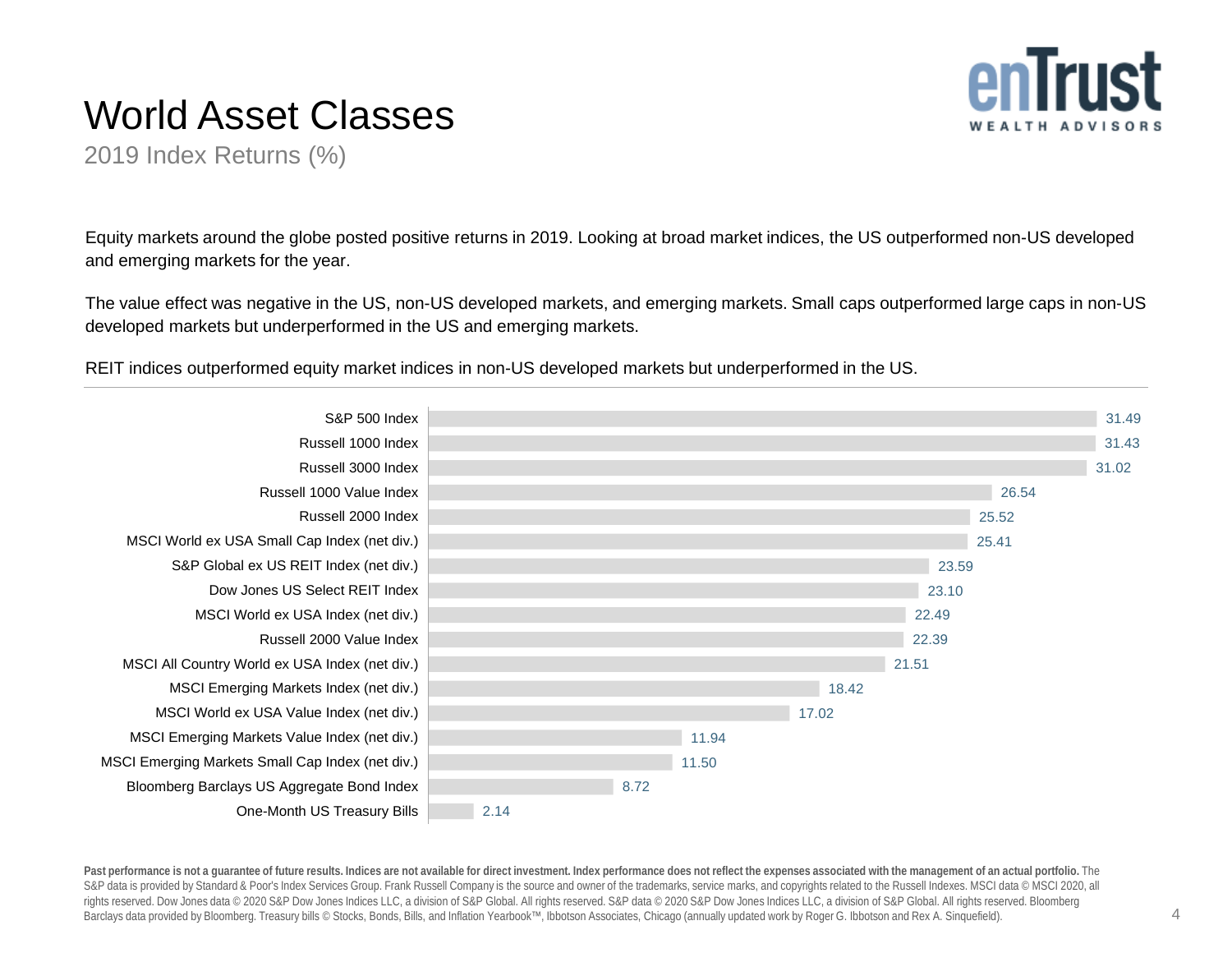# World Asset Classes

## 2019 Index Returns (%)

Equity markets around the globe posted positive returns in 2019. Looking at broad market indices, the US outperformed non-US developed and emerging markets for the year.

The value effect was negative in the US, non-US developed markets, and emerging markets. Small caps outperformed large caps in non-US developed markets but underperformed in the US and emerging markets.

REIT indices outperformed equity market indices in non-US developed markets but underperformed in the US.

| Index | 2019 Return (%) |
| --- | --- |
| S&P 500 Index | 31.49 |
| Russell 1000 Index | 31.43 |
| Russell 3000 Index | 31.02 |
| Russell 1000 Value Index | 26.54 |
| Russell 2000 Index | 25.52 |
| MSCI World ex USA Small Cap Index (net div.) | 25.41 |
| S&P Global ex US REIT Index (net div.) | 23.59 |
| Dow Jones US Select REIT Index | 23.10 |
| MSCI World ex USA Index (net div.) | 22.49 |
| Russell 2000 Value Index | 22.39 |
| MSCI All Country World ex USA Index (net div.) | 21.51 |
| MSCI Emerging Markets Index (net div.) | 18.42 |
| MSCI World ex USA Value Index (net div.) | 17.02 |
| MSCI Emerging Markets Value Index (net div.) | 11.94 |
| MSCI Emerging Markets Small Cap Index (net div.) | 11.50 |
| Bloomberg Barclays US Aggregate Bond Index | 8.72 |
| One-Month US Treasury Bills | 2.14 |

**Past performance is not a guarantee of future results. Indices are not available for direct investment. Index performance does not reflect the expenses associated with the management of an actual portfolio.** The S&P data is provided by Standard & Poor's Index Services Group. Frank Russell Company is the source and owner of the trademarks, service marks, and copyrights related to the Russell Indexes. MSCI data © MSCI 2020, all rights reserved. Dow Jones data © 2020 S&P Dow Jones Indices LLC, a division of S&P Global. All rights reserved. S&P data © 2020 S&P Dow Jones Indices LLC, a division of S&P Global. All rights reserved. Bloomberg Barclays data provided by Bloomberg. Treasury bills © Stocks, Bonds, Bills, and Inflation Yearbook™, Ibbotson Associates, Chicago (annually updated work by Roger G. Ibbotson and Rex A. Sinquefield).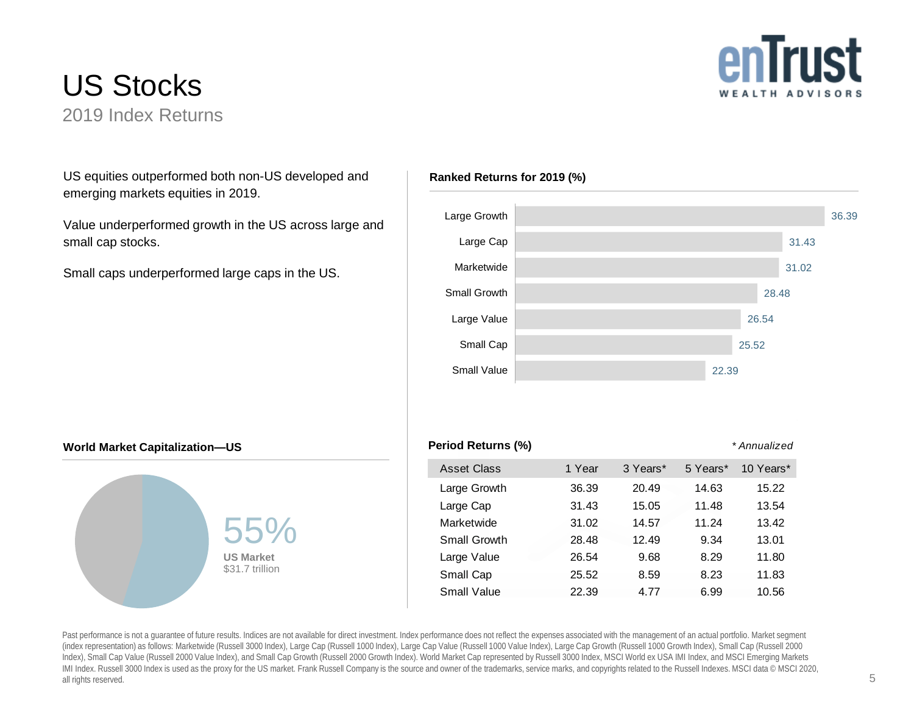# US Stocks

2019 Index Returns

US equities outperformed both non-US developed and emerging markets equities in 2019.

Value underperformed growth in the US across large and small cap stocks.

Small caps underperformed large caps in the US.

**Ranked Returns for 2019 (%)**

| Asset Class | Return (%) |
|---|---|
| Large Growth | 36.39 |
| Large Cap | 31.43 |
| Marketwide | 31.02 |
| Small Growth | 28.48 |
| Large Value | 26.54 |
| Small Cap | 25.52 |
| Small Value | 22.39 |

**World Market Capitalization—US**

55%

**US Market**
$31.7 trillion

**Period Returns (%)**

*\* Annualized*

| Asset Class | 1 Year | 3 Years* | 5 Years* | 10 Years* |
|---|---|---|---|---|
| Large Growth | 36.39 | 20.49 | 14.63 | 15.22 |
| Large Cap | 31.43 | 15.05 | 11.48 | 13.54 |
| Marketwide | 31.02 | 14.57 | 11.24 | 13.42 |
| Small Growth | 28.48 | 12.49 | 9.34 | 13.01 |
| Large Value | 26.54 | 9.68 | 8.29 | 11.80 |
| Small Cap | 25.52 | 8.59 | 8.23 | 11.83 |
| Small Value | 22.39 | 4.77 | 6.99 | 10.56 |

Past performance is not a guarantee of future results. Indices are not available for direct investment. Index performance does not reflect the expenses associated with the management of an actual portfolio. Market segment (index representation) as follows: Marketwide (Russell 3000 Index), Large Cap (Russell 1000 Index), Large Cap Value (Russell 1000 Value Index), Large Cap Growth (Russell 1000 Growth Index), Small Cap (Russell 2000 Index), Small Cap Value (Russell 2000 Value Index), and Small Cap Growth (Russell 2000 Growth Index). World Market Cap represented by Russell 3000 Index, MSCI World ex USA IMI Index, and MSCI Emerging Markets IMI Index. Russell 3000 Index is used as the proxy for the US market. Frank Russell Company is the source and owner of the trademarks, service marks, and copyrights related to the Russell Indexes. MSCI data © MSCI 2020, all rights reserved.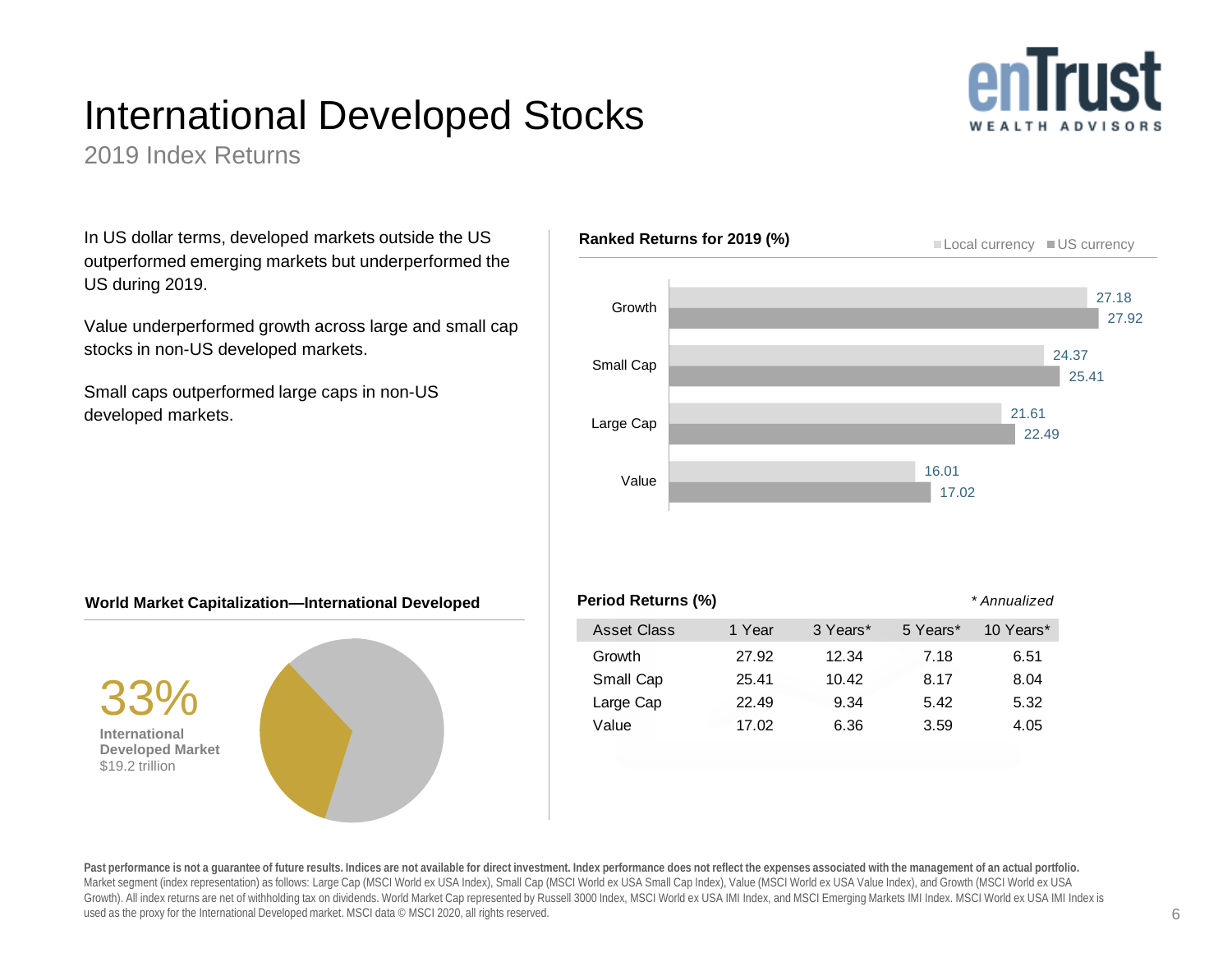# International Developed Stocks

2019 Index Returns

In US dollar terms, developed markets outside the US outperformed emerging markets but underperformed the US during 2019.

Value underperformed growth across large and small cap stocks in non-US developed markets.

Small caps outperformed large caps in non-US developed markets.

**Ranked Returns for 2019 (%)**

| | Local currency | US currency |
|---|---|---|
| Growth | 27.18 | 27.92 |
| Small Cap | 24.37 | 25.41 |
| Large Cap | 21.61 | 22.49 |
| Value | 16.01 | 17.02 |

**World Market Capitalization—International Developed**

33%
**International Developed Market**
$19.2 trillion

**Period Returns (%)**

*\* Annualized*

| Asset Class | 1 Year | 3 Years* | 5 Years* | 10 Years* |
|---|---|---|---|---|
| Growth | 27.92 | 12.34 | 7.18 | 6.51 |
| Small Cap | 25.41 | 10.42 | 8.17 | 8.04 |
| Large Cap | 22.49 | 9.34 | 5.42 | 5.32 |
| Value | 17.02 | 6.36 | 3.59 | 4.05 |

**Past performance is not a guarantee of future results. Indices are not available for direct investment. Index performance does not reflect the expenses associated with the management of an actual portfolio.**
Market segment (index representation) as follows: Large Cap (MSCI World ex USA Index), Small Cap (MSCI World ex USA Small Cap Index), Value (MSCI World ex USA Value Index), and Growth (MSCI World ex USA Growth). All index returns are net of withholding tax on dividends. World Market Cap represented by Russell 3000 Index, MSCI World ex USA IMI Index, and MSCI Emerging Markets IMI Index. MSCI World ex USA IMI Index is used as the proxy for the International Developed market. MSCI data © MSCI 2020, all rights reserved.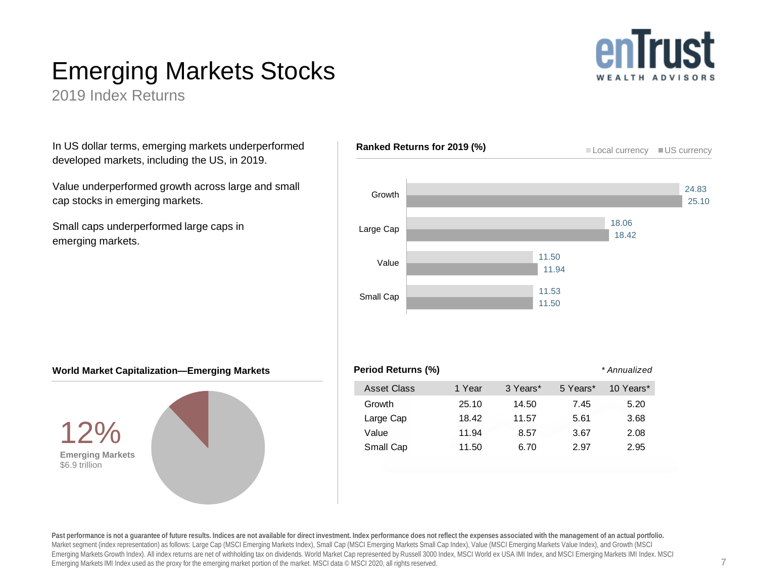# Emerging Markets Stocks

2019 Index Returns

In US dollar terms, emerging markets underperformed developed markets, including the US, in 2019.

Value underperformed growth across large and small cap stocks in emerging markets.

Small caps underperformed large caps in emerging markets.

**Ranked Returns for 2019 (%)**

| | Local currency | US currency |
|---|---|---|
| Growth | 24.83 | 25.10 |
| Large Cap | 18.06 | 18.42 |
| Value | 11.50 | 11.94 |
| Small Cap | 11.53 | 11.50 |

**World Market Capitalization—Emerging Markets**

12%
**Emerging Markets**
$6.9 trillion

**Period Returns (%)**

*\* Annualized*

| Asset Class | 1 Year | 3 Years* | 5 Years* | 10 Years* |
|---|---|---|---|---|
| Growth | 25.10 | 14.50 | 7.45 | 5.20 |
| Large Cap | 18.42 | 11.57 | 5.61 | 3.68 |
| Value | 11.94 | 8.57 | 3.67 | 2.08 |
| Small Cap | 11.50 | 6.70 | 2.97 | 2.95 |

**Past performance is not a guarantee of future results. Indices are not available for direct investment. Index performance does not reflect the expenses associated with the management of an actual portfolio.** Market segment (index representation) as follows: Large Cap (MSCI Emerging Markets Index), Small Cap (MSCI Emerging Markets Small Cap Index), Value (MSCI Emerging Markets Value Index), and Growth (MSCI Emerging Markets Growth Index). All index returns are net of withholding tax on dividends. World Market Cap represented by Russell 3000 Index, MSCI World ex USA IMI Index, and MSCI Emerging Markets IMI Index. MSCI Emerging Markets IMI Index used as the proxy for the emerging market portion of the market. MSCI data © MSCI 2020, all rights reserved.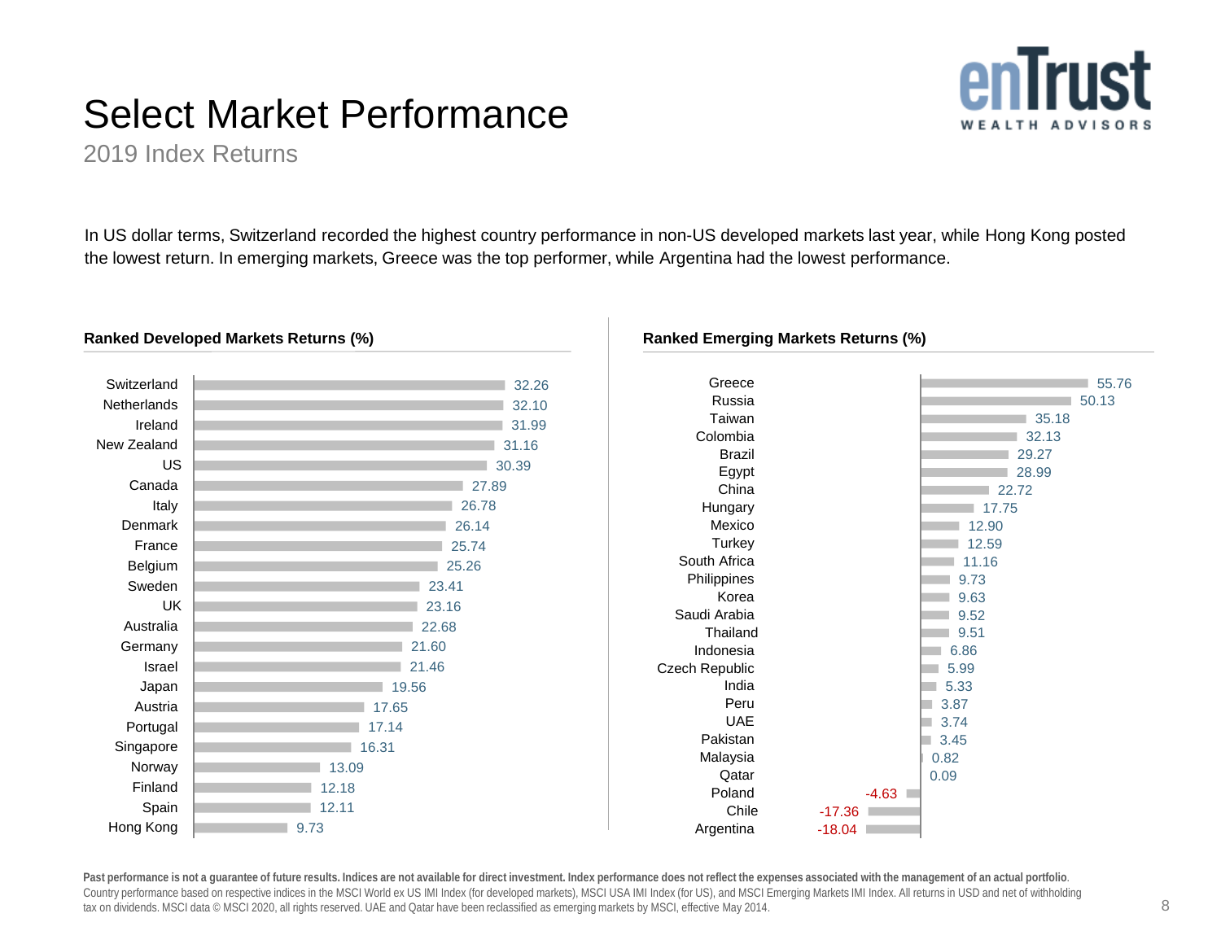# Select Market Performance

2019 Index Returns

In US dollar terms, Switzerland recorded the highest country performance in non-US developed markets last year, while Hong Kong posted the lowest return. In emerging markets, Greece was the top performer, while Argentina had the lowest performance.

**Ranked Developed Markets Returns (%)**

| Country | Return (%) |
|---|---|
| Switzerland | 32.26 |
| Netherlands | 32.10 |
| Ireland | 31.99 |
| New Zealand | 31.16 |
| US | 30.39 |
| Canada | 27.89 |
| Italy | 26.78 |
| Denmark | 26.14 |
| France | 25.74 |
| Belgium | 25.26 |
| Sweden | 23.41 |
| UK | 23.16 |
| Australia | 22.68 |
| Germany | 21.60 |
| Israel | 21.46 |
| Japan | 19.56 |
| Austria | 17.65 |
| Portugal | 17.14 |
| Singapore | 16.31 |
| Norway | 13.09 |
| Finland | 12.18 |
| Spain | 12.11 |
| Hong Kong | 9.73 |

**Ranked Emerging Markets Returns (%)**

| Country | Return (%) |
|---|---|
| Greece | 55.76 |
| Russia | 50.13 |
| Taiwan | 35.18 |
| Colombia | 32.13 |
| Brazil | 29.27 |
| Egypt | 28.99 |
| China | 22.72 |
| Hungary | 17.75 |
| Mexico | 12.90 |
| Turkey | 12.59 |
| South Africa | 11.16 |
| Philippines | 9.73 |
| Korea | 9.63 |
| Saudi Arabia | 9.52 |
| Thailand | 9.51 |
| Indonesia | 6.86 |
| Czech Republic | 5.99 |
| India | 5.33 |
| Peru | 3.87 |
| UAE | 3.74 |
| Pakistan | 3.45 |
| Malaysia | 0.82 |
| Qatar | 0.09 |
| Poland | -4.63 |
| Chile | -17.36 |
| Argentina | -18.04 |

**Past performance is not a guarantee of future results. Indices are not available for direct investment. Index performance does not reflect the expenses associated with the management of an actual portfolio.** Country performance based on respective indices in the MSCI World ex US IMI Index (for developed markets), MSCI USA IMI Index (for US), and MSCI Emerging Markets IMI Index. All returns in USD and net of withholding tax on dividends. MSCI data © MSCI 2020, all rights reserved. UAE and Qatar have been reclassified as emerging markets by MSCI, effective May 2014.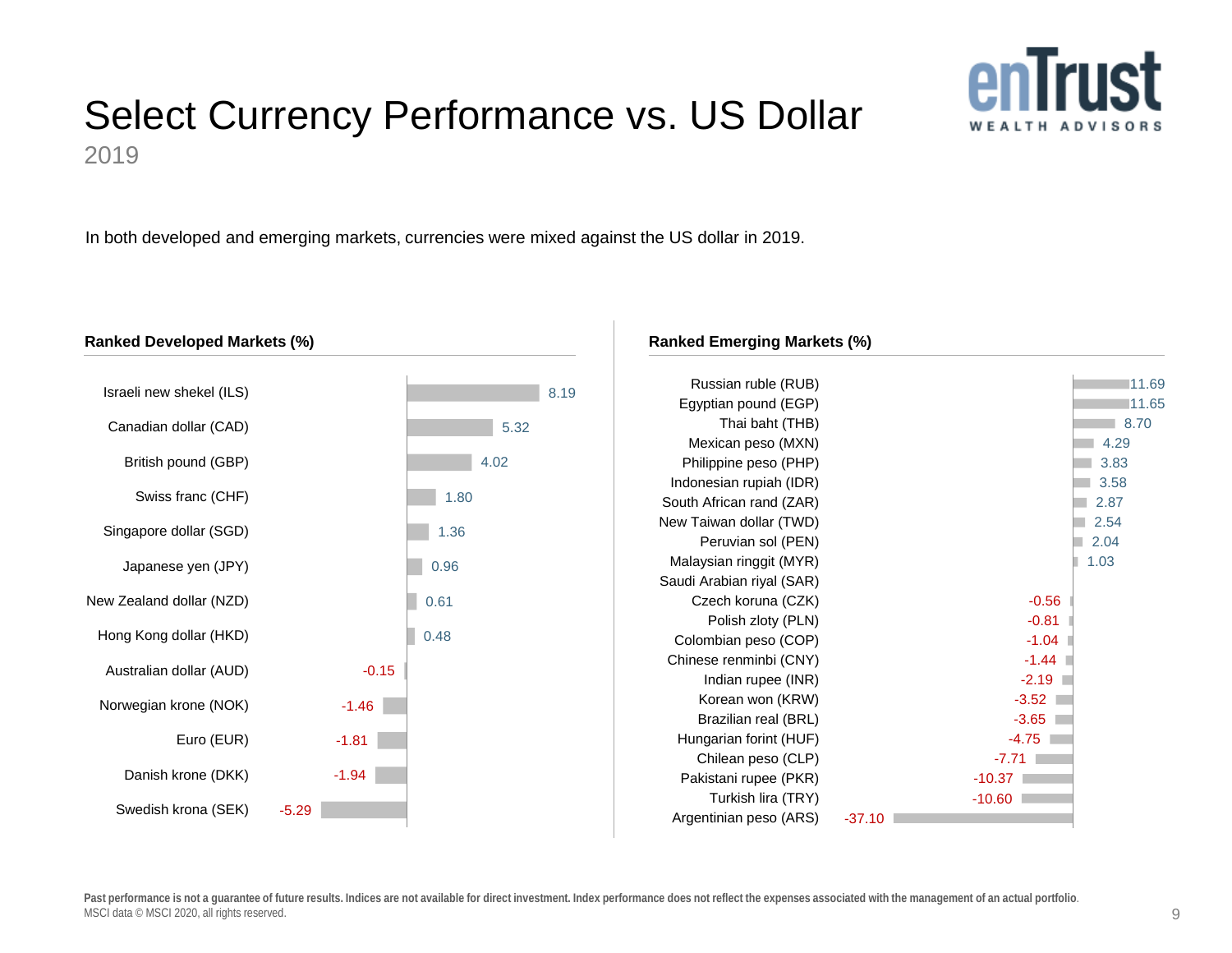# Select Currency Performance vs. US Dollar

2019

In both developed and emerging markets, currencies were mixed against the US dollar in 2019.

**Ranked Developed Markets (%)**

| Currency | % |
|---|---|
| Israeli new shekel (ILS) | 8.19 |
| Canadian dollar (CAD) | 5.32 |
| British pound (GBP) | 4.02 |
| Swiss franc (CHF) | 1.80 |
| Singapore dollar (SGD) | 1.36 |
| Japanese yen (JPY) | 0.96 |
| New Zealand dollar (NZD) | 0.61 |
| Hong Kong dollar (HKD) | 0.48 |
| Australian dollar (AUD) | -0.15 |
| Norwegian krone (NOK) | -1.46 |
| Euro (EUR) | -1.81 |
| Danish krone (DKK) | -1.94 |
| Swedish krona (SEK) | -5.29 |

**Ranked Emerging Markets (%)**

| Currency | % |
|---|---|
| Russian ruble (RUB) | 11.69 |
| Egyptian pound (EGP) | 11.65 |
| Thai baht (THB) | 8.70 |
| Mexican peso (MXN) | 4.29 |
| Philippine peso (PHP) | 3.83 |
| Indonesian rupiah (IDR) | 3.58 |
| South African rand (ZAR) | 2.87 |
| New Taiwan dollar (TWD) | 2.54 |
| Peruvian sol (PEN) | 2.04 |
| Malaysian ringgit (MYR) | 1.03 |
| Saudi Arabian riyal (SAR) | |
| Czech koruna (CZK) | -0.56 |
| Polish zloty (PLN) | -0.81 |
| Colombian peso (COP) | -1.04 |
| Chinese renminbi (CNY) | -1.44 |
| Indian rupee (INR) | -2.19 |
| Korean won (KRW) | -3.52 |
| Brazilian real (BRL) | -3.65 |
| Hungarian forint (HUF) | -4.75 |
| Chilean peso (CLP) | -7.71 |
| Pakistani rupee (PKR) | -10.37 |
| Turkish lira (TRY) | -10.60 |
| Argentinian peso (ARS) | -37.10 |

**Past performance is not a guarantee of future results. Indices are not available for direct investment. Index performance does not reflect the expenses associated with the management of an actual portfolio.**
MSCI data © MSCI 2020, all rights reserved.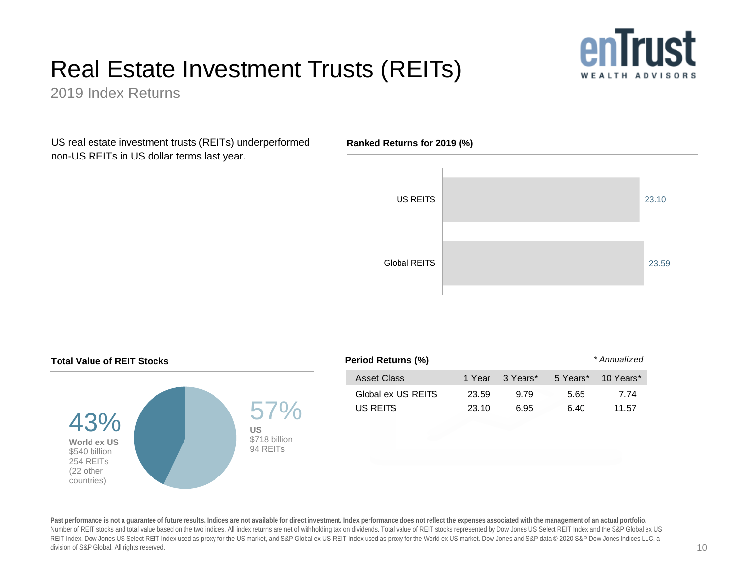# Real Estate Investment Trusts (REITs)

2019 Index Returns

US real estate investment trusts (REITs) underperformed non-US REITs in US dollar terms last year.

### Ranked Returns for 2019 (%)

| | |
|---|---|
| US REITS | 23.10 |
| Global REITS | 23.59 |

### Total Value of REIT Stocks

**43%**
**World ex US**
$540 billion
254 REITs
(22 other countries)

**57%**
**US**
$718 billion
94 REITs

### Period Returns (%)

*\* Annualized*

| Asset Class | 1 Year | 3 Years* | 5 Years* | 10 Years* |
|---|---|---|---|---|
| Global ex US REITS | 23.59 | 9.79 | 5.65 | 7.74 |
| US REITS | 23.10 | 6.95 | 6.40 | 11.57 |

**Past performance is not a guarantee of future results. Indices are not available for direct investment. Index performance does not reflect the expenses associated with the management of an actual portfolio.**
Number of REIT stocks and total value based on the two indices. All index returns are net of withholding tax on dividends. Total value of REIT stocks represented by Dow Jones US Select REIT Index and the S&P Global ex US REIT Index. Dow Jones US Select REIT Index used as proxy for the US market, and S&P Global ex US REIT Index used as proxy for the World ex US market. Dow Jones and S&P data © 2020 S&P Dow Jones Indices LLC, a division of S&P Global. All rights reserved.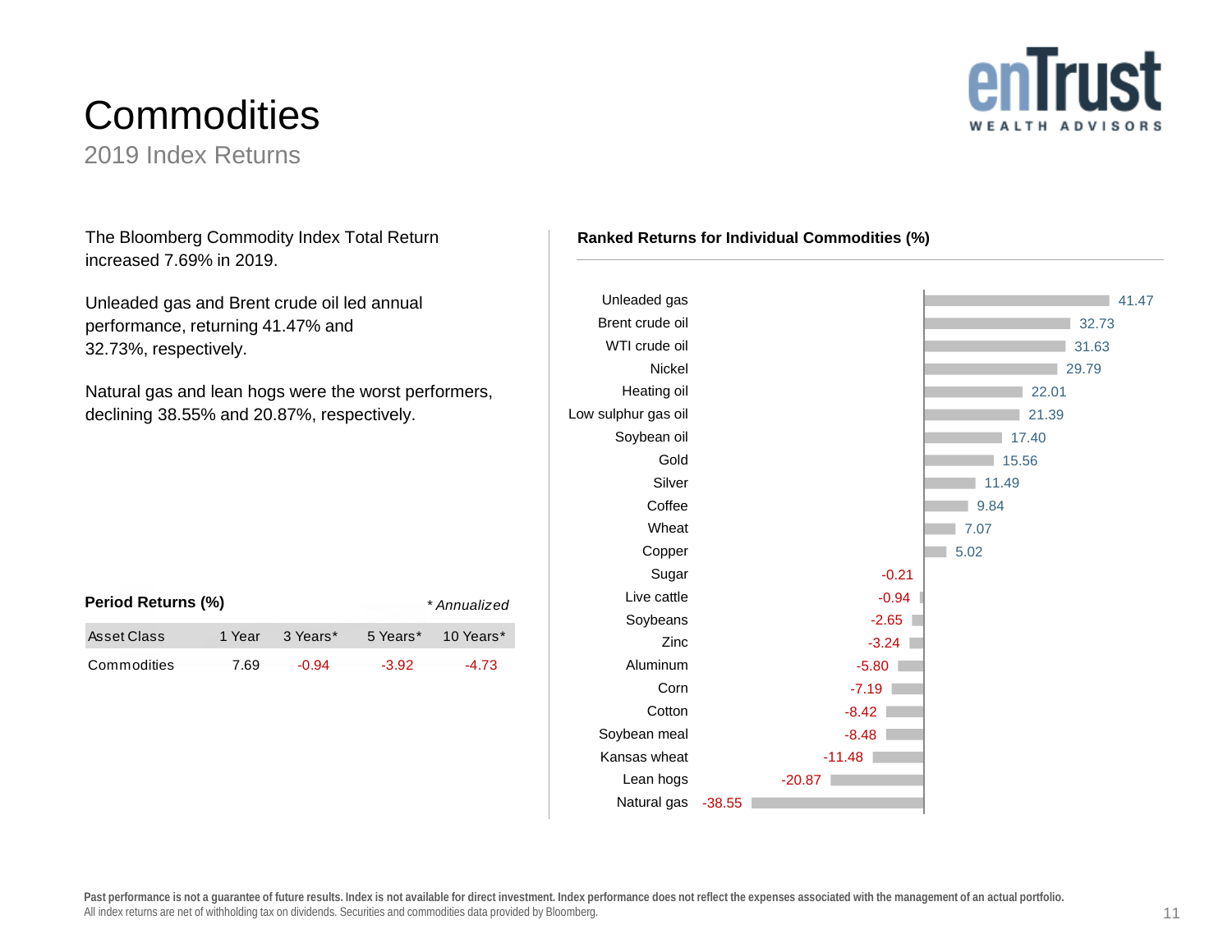# Commodities

2019 Index Returns

The Bloomberg Commodity Index Total Return increased 7.69% in 2019.

Unleaded gas and Brent crude oil led annual performance, returning 41.47% and 32.73%, respectively.

Natural gas and lean hogs were the worst performers, declining 38.55% and 20.87%, respectively.

**Period Returns (%)**

*\* Annualized*

| Asset Class | 1 Year | 3 Years* | 5 Years* | 10 Years* |
|---|---|---|---|---|
| Commodities | 7.69 | -0.94 | -3.92 | -4.73 |

**Ranked Returns for Individual Commodities (%)**

| Commodity | Return (%) |
|---|---|
| Unleaded gas | 41.47 |
| Brent crude oil | 32.73 |
| WTI crude oil | 31.63 |
| Nickel | 29.79 |
| Heating oil | 22.01 |
| Low sulphur gas oil | 21.39 |
| Soybean oil | 17.40 |
| Gold | 15.56 |
| Silver | 11.49 |
| Coffee | 9.84 |
| Wheat | 7.07 |
| Copper | 5.02 |
| Sugar | -0.21 |
| Live cattle | -0.94 |
| Soybeans | -2.65 |
| Zinc | -3.24 |
| Aluminum | -5.80 |
| Corn | -7.19 |
| Cotton | -8.42 |
| Soybean meal | -8.48 |
| Kansas wheat | -11.48 |
| Lean hogs | -20.87 |
| Natural gas | -38.55 |

**Past performance is not a guarantee of future results. Index is not available for direct investment. Index performance does not reflect the expenses associated with the management of an actual portfolio.**
All index returns are net of withholding tax on dividends. Securities and commodities data provided by Bloomberg.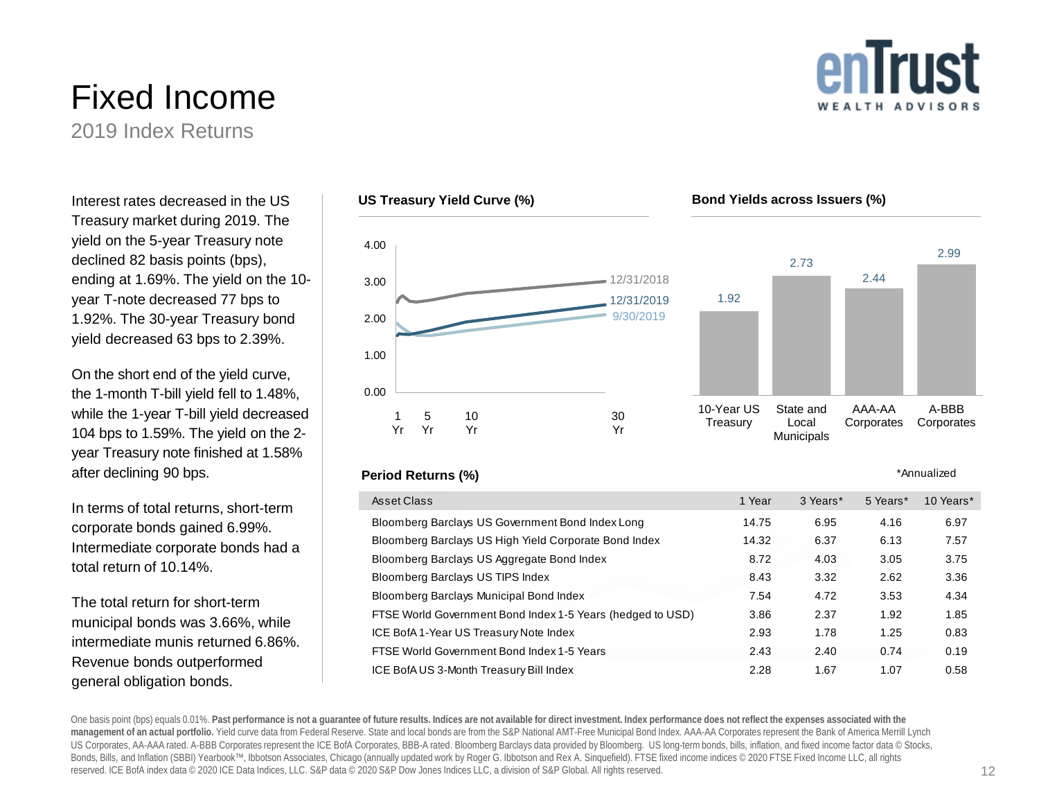# Fixed Income

## 2019 Index Returns

Interest rates decreased in the US Treasury market during 2019. The yield on the 5-year Treasury note declined 82 basis points (bps), ending at 1.69%. The yield on the 10-year T-note decreased 77 bps to 1.92%. The 30-year Treasury bond yield decreased 63 bps to 2.39%.

On the short end of the yield curve, the 1-month T-bill yield fell to 1.48%, while the 1-year T-bill yield decreased 104 bps to 1.59%. The yield on the 2-year Treasury note finished at 1.58% after declining 90 bps.

In terms of total returns, short-term corporate bonds gained 6.99%. Intermediate corporate bonds had a total return of 10.14%.

The total return for short-term municipal bonds was 3.66%, while intermediate munis returned 6.86%. Revenue bonds outperformed general obligation bonds.

### US Treasury Yield Curve (%)

Y-axis: 0.00, 1.00, 2.00, 3.00, 4.00. X-axis: 1 Yr, 5 Yr, 10 Yr, 30 Yr. Series: 12/31/2018, 12/31/2019, 9/30/2019.

### Bond Yields across Issuers (%)

| 10-Year US Treasury | State and Local Municipals | AAA-AA Corporates | A-BBB Corporates |
|---|---|---|---|
| 1.92 | 2.73 | 2.44 | 2.99 |

### Period Returns (%)

*Annualized

| Asset Class | 1 Year | 3 Years* | 5 Years* | 10 Years* |
|---|---|---|---|---|
| Bloomberg Barclays US Government Bond Index Long | 14.75 | 6.95 | 4.16 | 6.97 |
| Bloomberg Barclays US High Yield Corporate Bond Index | 14.32 | 6.37 | 6.13 | 7.57 |
| Bloomberg Barclays US Aggregate Bond Index | 8.72 | 4.03 | 3.05 | 3.75 |
| Bloomberg Barclays US TIPS Index | 8.43 | 3.32 | 2.62 | 3.36 |
| Bloomberg Barclays Municipal Bond Index | 7.54 | 4.72 | 3.53 | 4.34 |
| FTSE World Government Bond Index 1-5 Years (hedged to USD) | 3.86 | 2.37 | 1.92 | 1.85 |
| ICE BofA 1-Year US Treasury Note Index | 2.93 | 1.78 | 1.25 | 0.83 |
| FTSE World Government Bond Index 1-5 Years | 2.43 | 2.40 | 0.74 | 0.19 |
| ICE BofA US 3-Month Treasury Bill Index | 2.28 | 1.67 | 1.07 | 0.58 |

One basis point (bps) equals 0.01%. **Past performance is not a guarantee of future results. Indices are not available for direct investment. Index performance does not reflect the expenses associated with the management of an actual portfolio.** Yield curve data from Federal Reserve. State and local bonds are from the S&P National AMT-Free Municipal Bond Index. AAA-AA Corporates represent the Bank of America Merrill Lynch US Corporates, AA-AAA rated. A-BBB Corporates represent the ICE BofA Corporates, BBB-A rated. Bloomberg Barclays data provided by Bloomberg. US long-term bonds, bills, inflation, and fixed income factor data © Stocks, Bonds, Bills, and Inflation (SBBI) Yearbook™, Ibbotson Associates, Chicago (annually updated work by Roger G. Ibbotson and Rex A. Sinquefield). FTSE fixed income indices © 2020 FTSE Fixed Income LLC, all rights reserved. ICE BofA index data © 2020 ICE Data Indices, LLC. S&P data © 2020 S&P Dow Jones Indices LLC, a division of S&P Global. All rights reserved.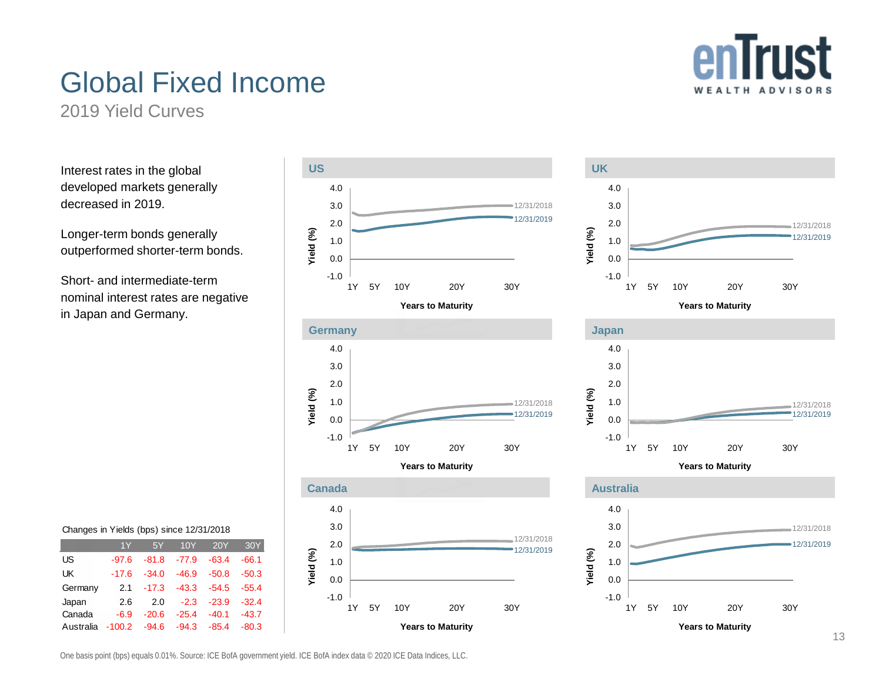# Global Fixed Income

## 2019 Yield Curves

Interest rates in the global developed markets generally decreased in 2019.

Longer-term bonds generally outperformed shorter-term bonds.

Short- and intermediate-term nominal interest rates are negative in Japan and Germany.

Changes in Yields (bps) since 12/31/2018

| | 1Y | 5Y | 10Y | 20Y | 30Y |
|---|---|---|---|---|---|
| US | -97.6 | -81.8 | -77.9 | -63.4 | -66.1 |
| UK | -17.6 | -34.0 | -46.9 | -50.8 | -50.3 |
| Germany | 2.1 | -17.3 | -43.3 | -54.5 | -55.4 |
| Japan | 2.6 | 2.0 | -2.3 | -23.9 | -32.4 |
| Canada | -6.9 | -20.6 | -25.4 | -40.1 | -43.7 |
| Australia | -100.2 | -94.6 | -94.3 | -85.4 | -80.3 |

One basis point (bps) equals 0.01%. Source: ICE BofA government yield. ICE BofA index data © 2020 ICE Data Indices, LLC.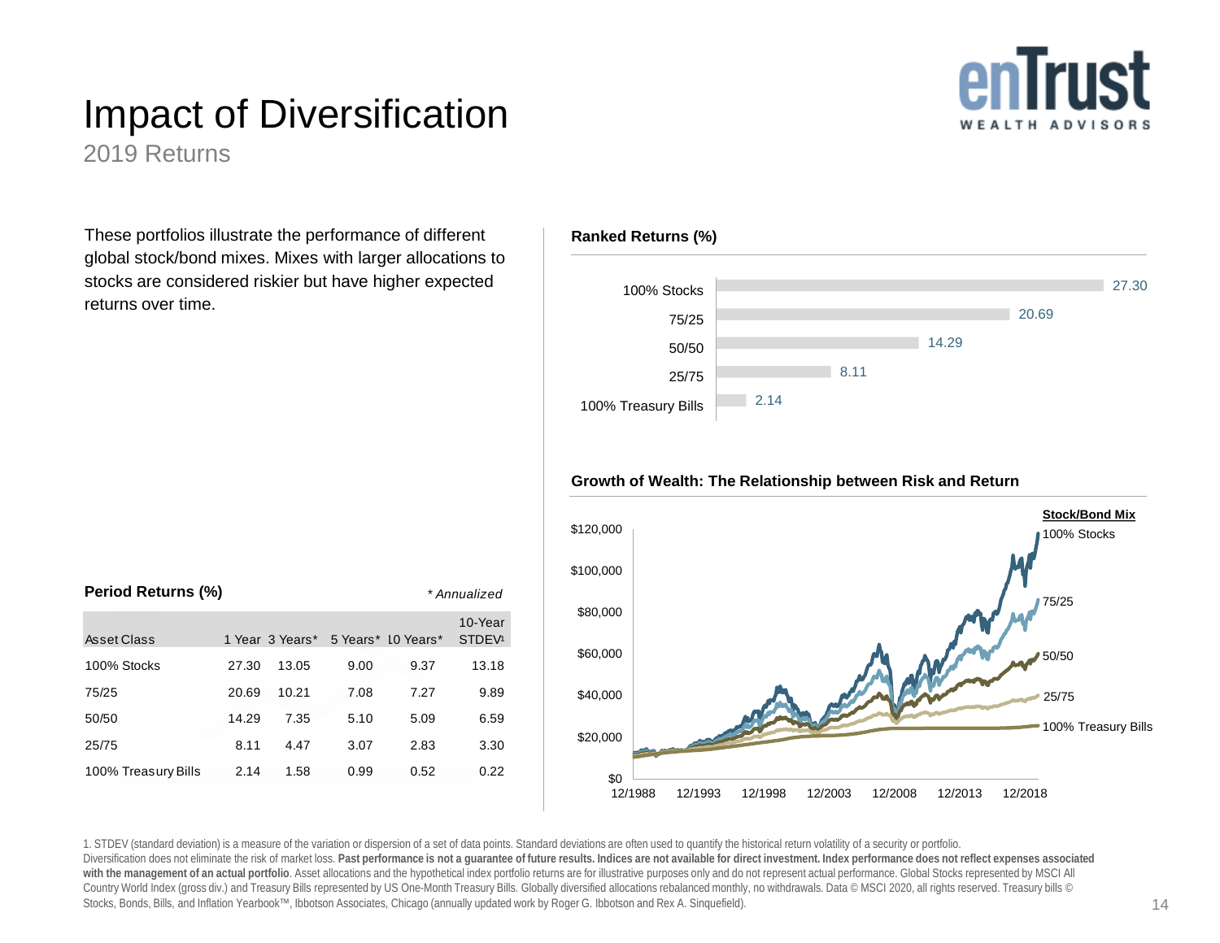# Impact of Diversification

2019 Returns

These portfolios illustrate the performance of different global stock/bond mixes. Mixes with larger allocations to stocks are considered riskier but have higher expected returns over time.

**Period Returns (%)**

*\* Annualized*

| Asset Class | 1 Year | 3 Years* | 5 Years* | 10 Years* | 10-Year STDEV[1] |
|---|---|---|---|---|---|
| 100% Stocks | 27.30 | 13.05 | 9.00 | 9.37 | 13.18 |
| 75/25 | 20.69 | 10.21 | 7.08 | 7.27 | 9.89 |
| 50/50 | 14.29 | 7.35 | 5.10 | 5.09 | 6.59 |
| 25/75 | 8.11 | 4.47 | 3.07 | 2.83 | 3.30 |
| 100% Treasury Bills | 2.14 | 1.58 | 0.99 | 0.52 | 0.22 |

**Ranked Returns (%)**

100% Stocks 27.30
75/25 20.69
50/50 14.29
25/75 8.11
100% Treasury Bills 2.14

**Growth of Wealth: The Relationship between Risk and Return**

$120,000
$100,000
$80,000
$60,000
$40,000
$20,000
$0
12/1988 12/1993 12/1998 12/2003 12/2008 12/2013 12/2018

Stock/Bond Mix
100% Stocks
75/25
50/50
25/75
100% Treasury Bills

1. STDEV (standard deviation) is a measure of the variation or dispersion of a set of data points. Standard deviations are often used to quantify the historical return volatility of a security or portfolio.

Diversification does not eliminate the risk of market loss. **Past performance is not a guarantee of future results. Indices are not available for direct investment. Index performance does not reflect expenses associated with the management of an actual portfolio**. Asset allocations and the hypothetical index portfolio returns are for illustrative purposes only and do not represent actual performance. Global Stocks represented by MSCI All Country World Index (gross div.) and Treasury Bills represented by US One-Month Treasury Bills. Globally diversified allocations rebalanced monthly, no withdrawals. Data © MSCI 2020, all rights reserved. Treasury bills © Stocks, Bonds, Bills, and Inflation Yearbook™, Ibbotson Associates, Chicago (annually updated work by Roger G. Ibbotson and Rex A. Sinquefield).